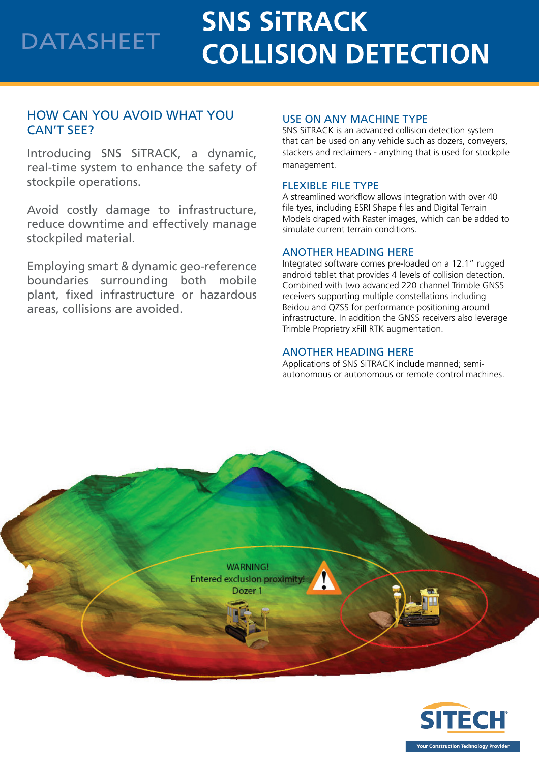DATASHEET

# SNS SiTRACK COLLISION DETECTION

## HOW CAN YOU AVOID WHAT YOU CAN'T SEE?

Introducing SNS SiTRACK, a dynamic, real-time system to enhance the safety of stockpile operations.

Avoid costly damage to infrastructure, reduce downtime and effectively manage stockpiled material.

Employing smart & dynamic geo-reference boundaries surrounding both mobile plant, fixed infrastructure or hazardous areas, collisions are avoided.

## USE ON ANY MACHINE TYPE

SNS SiTRACK is an advanced collision detection system that can be used on any vehicle such as dozers, conveyers, stackers and reclaimers - anything that is used for stockpile management.

## FLEXIBLE FILE TYPE

A streamlined workflow allows integration with over 40 file tyes, including ESRI Shape files and Digital Terrain Models draped with Raster images, which can be added to simulate current terrain conditions.

## ANOTHER HEADING HERE

Integrated software comes pre-loaded on a 12.1" rugged android tablet that provides 4 levels of collision detection. Combined with two advanced 220 channel Trimble GNSS receivers supporting multiple constellations including Beidou and QZSS for performance positioning around infrastructure. In addition the GNSS receivers also leverage Trimble Proprietry xFill RTK augmentation.

## ANOTHER HEADING HERE

Applications of SNS SiTRACK include manned; semi-autonomous or autonomous or remote control machines.

WARNING!
Entered exclusion proximity!
Dozer 1

SITECH
Your Construction Technology Provider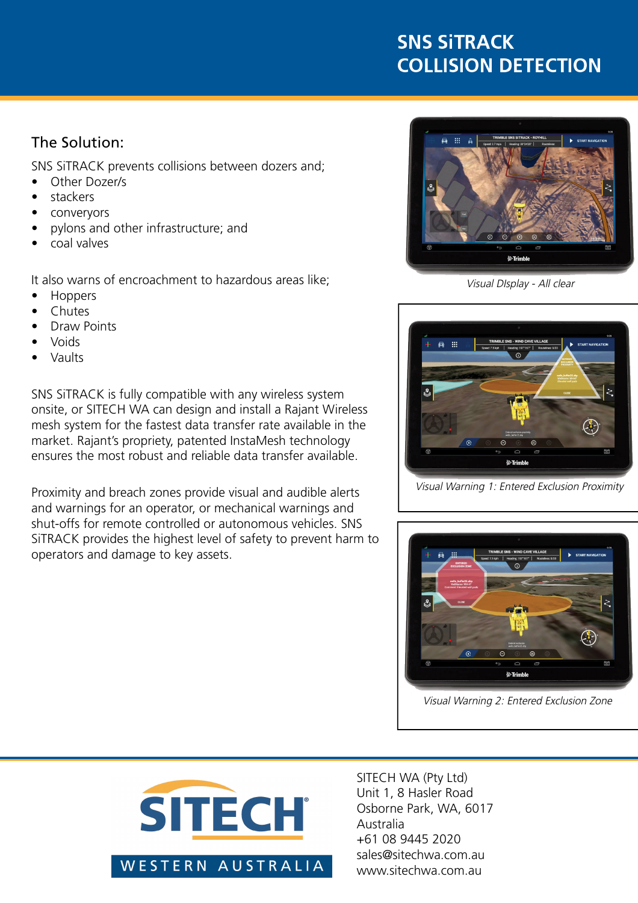# SNS SiTRACK COLLISION DETECTION

## The Solution:

SNS SiTRACK prevents collisions between dozers and;

- Other Dozer/s
- stackers
- converyors
- pylons and other infrastructure; and
- coal valves

It also warns of encroachment to hazardous areas like;

- Hoppers
- Chutes
- Draw Points
- Voids
- Vaults

SNS SiTRACK is fully compatible with any wireless system onsite, or SITECH WA can design and install a Rajant Wireless mesh system for the fastest data transfer rate available in the market. Rajant's propriety, patented InstaMesh technology ensures the most robust and reliable data transfer available.

Proximity and breach zones provide visual and audible alerts and warnings for an operator, or mechanical warnings and shut-offs for remote controlled or autonomous vehicles. SNS SiTRACK provides the highest level of safety to prevent harm to operators and damage to key assets.

*Visual DIsplay - All clear*

*Visual Warning 1: Entered Exclusion Proximity*

*Visual Warning 2: Entered Exclusion Zone*

SITECH WESTERN AUSTRALIA

SITECH WA (Pty Ltd)
Unit 1, 8 Hasler Road
Osborne Park, WA, 6017
Australia
+61 08 9445 2020
sales@sitechwa.com.au
www.sitechwa.com.au